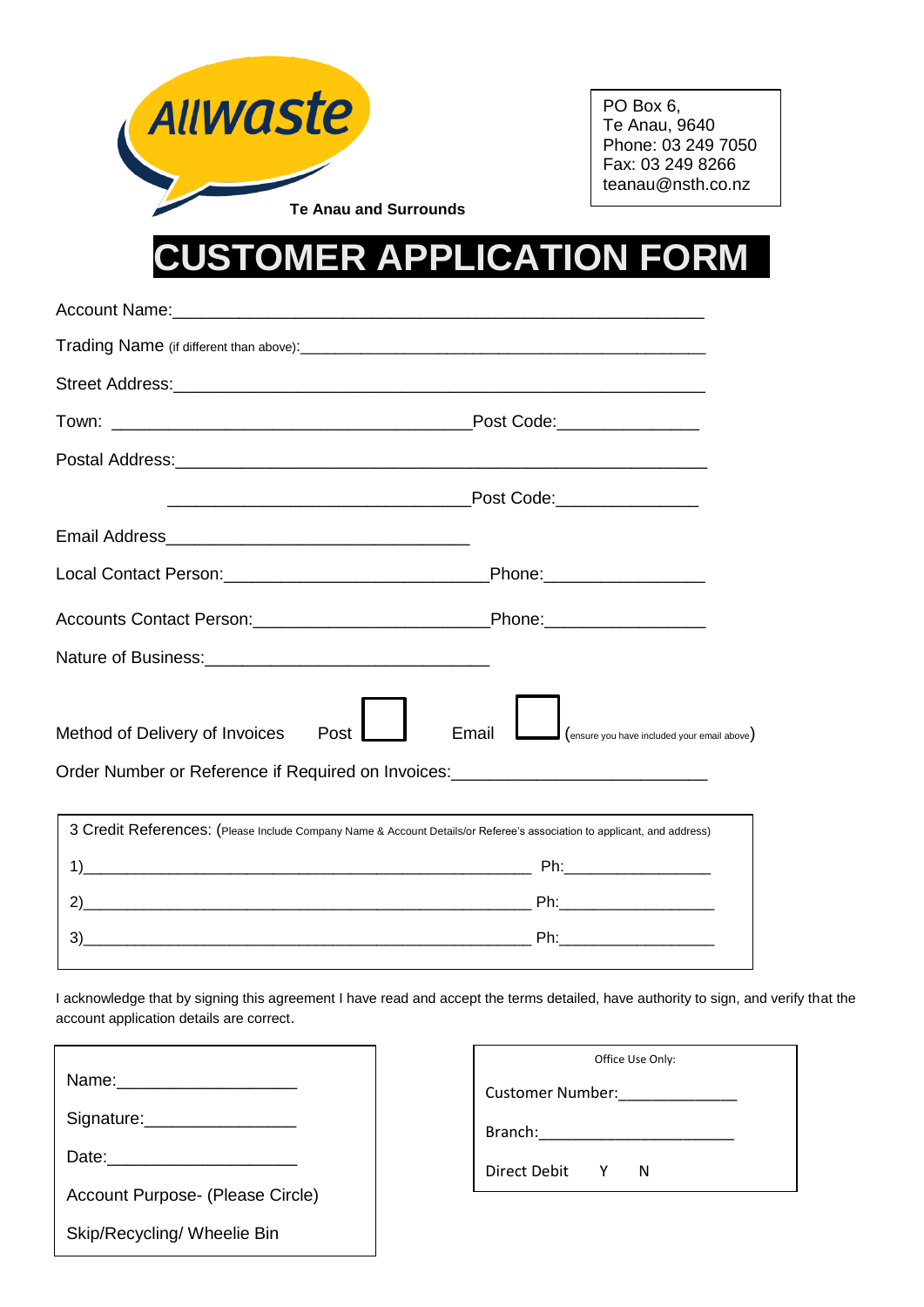Allwaste

Te Anau and Surrounds

PO Box 6,
Te Anau, 9640
Phone: 03 249 7050
Fax: 03 249 8266
teanau@nsth.co.nz

# CUSTOMER APPLICATION FORM

Account Name:_______________________________________________________

Trading Name (if different than above):_______________________________________________

Street Address:______________________________________________________

Town: ______________________________________Post Code:______________

Postal Address:______________________________________________________

______________________________Post Code:______________

Email Address________________________________

Local Contact Person:___________________________Phone:________________

Accounts Contact Person:_______________________Phone:________________

Nature of Business:____________________________

Method of Delivery of Invoices Post ☐ Email ☐ (ensure you have included your email above)

Order Number or Reference if Required on Invoices:___________________________

3 Credit References: (Please Include Company Name & Account Details/or Referee's association to applicant, and address)

1)________________________________________________ Ph:________________

2)________________________________________________ Ph:________________

3)________________________________________________ Ph:________________

I acknowledge that by signing this agreement I have read and accept the terms detailed, have authority to sign, and verify that the account application details are correct.

Name:___________________

Signature:________________

Date:____________________

Account Purpose- (Please Circle)

Skip/Recycling/ Wheelie Bin

Office Use Only:

Customer Number:_____________

Branch:______________________

Direct Debit Y N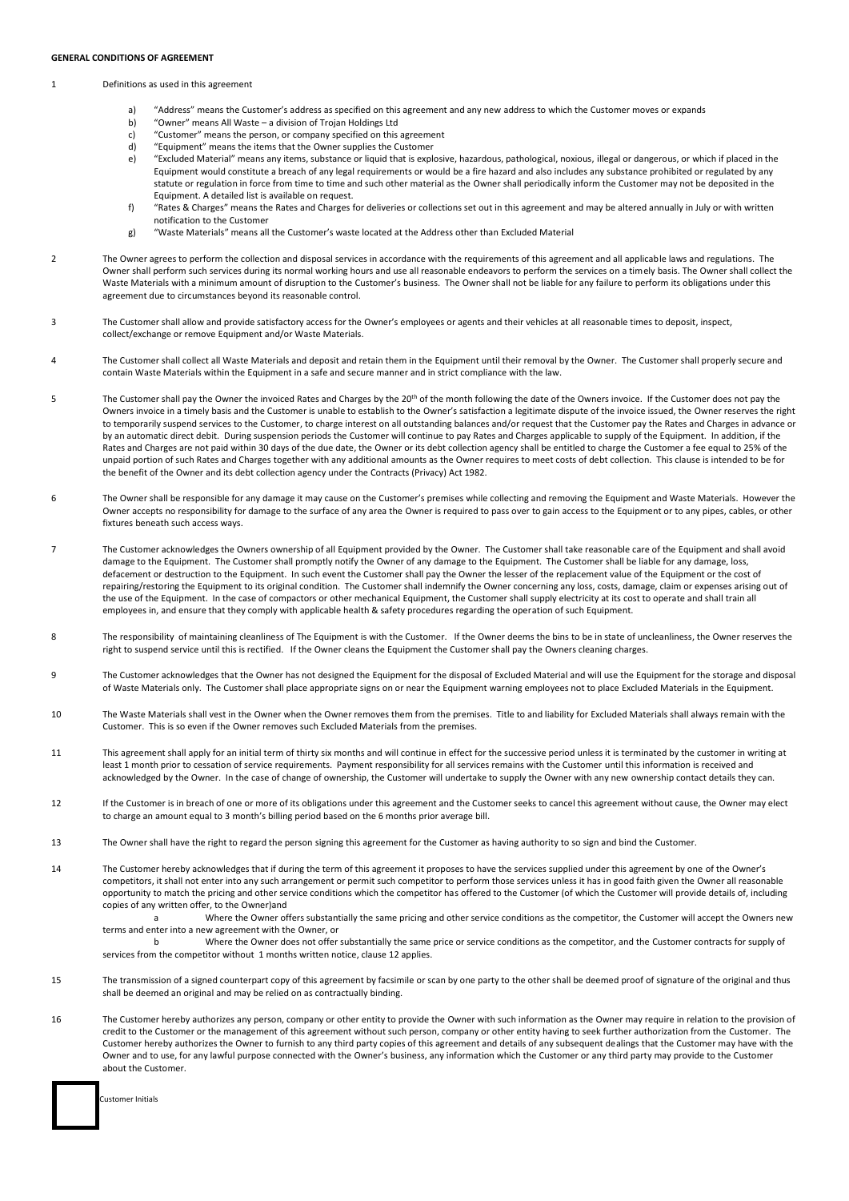**GENERAL CONDITIONS OF AGREEMENT**

1 Definitions as used in this agreement

a) "Address" means the Customer's address as specified on this agreement and any new address to which the Customer moves or expands
b) "Owner" means All Waste – a division of Trojan Holdings Ltd
c) "Customer" means the person, or company specified on this agreement
d) "Equipment" means the items that the Owner supplies the Customer
e) "Excluded Material" means any items, substance or liquid that is explosive, hazardous, pathological, noxious, illegal or dangerous, or which if placed in the Equipment would constitute a breach of any legal requirements or would be a fire hazard and also includes any substance prohibited or regulated by any statute or regulation in force from time to time and such other material as the Owner shall periodically inform the Customer may not be deposited in the Equipment. A detailed list is available on request.
f) "Rates & Charges" means the Rates and Charges for deliveries or collections set out in this agreement and may be altered annually in July or with written notification to the Customer
g) "Waste Materials" means all the Customer's waste located at the Address other than Excluded Material

2 The Owner agrees to perform the collection and disposal services in accordance with the requirements of this agreement and all applicable laws and regulations. The Owner shall perform such services during its normal working hours and use all reasonable endeavors to perform the services on a timely basis. The Owner shall collect the Waste Materials with a minimum amount of disruption to the Customer's business. The Owner shall not be liable for any failure to perform its obligations under this agreement due to circumstances beyond its reasonable control.

3 The Customer shall allow and provide satisfactory access for the Owner's employees or agents and their vehicles at all reasonable times to deposit, inspect, collect/exchange or remove Equipment and/or Waste Materials.

4 The Customer shall collect all Waste Materials and deposit and retain them in the Equipment until their removal by the Owner. The Customer shall properly secure and contain Waste Materials within the Equipment in a safe and secure manner and in strict compliance with the law.

5 The Customer shall pay the Owner the invoiced Rates and Charges by the 20th of the month following the date of the Owners invoice. If the Customer does not pay the Owners invoice in a timely basis and the Customer is unable to establish to the Owner's satisfaction a legitimate dispute of the invoice issued, the Owner reserves the right to temporarily suspend services to the Customer, to charge interest on all outstanding balances and/or request that the Customer pay the Rates and Charges in advance or by an automatic direct debit. During suspension periods the Customer will continue to pay Rates and Charges applicable to supply of the Equipment. In addition, if the Rates and Charges are not paid within 30 days of the due date, the Owner or its debt collection agency shall be entitled to charge the Customer a fee equal to 25% of the unpaid portion of such Rates and Charges together with any additional amounts as the Owner requires to meet costs of debt collection. This clause is intended to be for the benefit of the Owner and its debt collection agency under the Contracts (Privacy) Act 1982.

6 The Owner shall be responsible for any damage it may cause on the Customer's premises while collecting and removing the Equipment and Waste Materials. However the Owner accepts no responsibility for damage to the surface of any area the Owner is required to pass over to gain access to the Equipment or to any pipes, cables, or other fixtures beneath such access ways.

7 The Customer acknowledges the Owners ownership of all Equipment provided by the Owner. The Customer shall take reasonable care of the Equipment and shall avoid damage to the Equipment. The Customer shall promptly notify the Owner of any damage to the Equipment. The Customer shall be liable for any damage, loss, defacement or destruction to the Equipment. In such event the Customer shall pay the Owner the lesser of the replacement value of the Equipment or the cost of repairing/restoring the Equipment to its original condition. The Customer shall indemnify the Owner concerning any loss, costs, damage, claim or expenses arising out of the use of the Equipment. In the case of compactors or other mechanical Equipment, the Customer shall supply electricity at its cost to operate and shall train all employees in, and ensure that they comply with applicable health & safety procedures regarding the operation of such Equipment.

8 The responsibility of maintaining cleanliness of The Equipment is with the Customer. If the Owner deems the bins to be in state of uncleanliness, the Owner reserves the right to suspend service until this is rectified. If the Owner cleans the Equipment the Customer shall pay the Owners cleaning charges.

9 The Customer acknowledges that the Owner has not designed the Equipment for the disposal of Excluded Material and will use the Equipment for the storage and disposal of Waste Materials only. The Customer shall place appropriate signs on or near the Equipment warning employees not to place Excluded Materials in the Equipment.

10 The Waste Materials shall vest in the Owner when the Owner removes them from the premises. Title to and liability for Excluded Materials shall always remain with the Customer. This is so even if the Owner removes such Excluded Materials from the premises.

11 This agreement shall apply for an initial term of thirty six months and will continue in effect for the successive period unless it is terminated by the customer in writing at least 1 month prior to cessation of service requirements. Payment responsibility for all services remains with the Customer until this information is received and acknowledged by the Owner. In the case of change of ownership, the Customer will undertake to supply the Owner with any new ownership contact details they can.

12 If the Customer is in breach of one or more of its obligations under this agreement and the Customer seeks to cancel this agreement without cause, the Owner may elect to charge an amount equal to 3 month's billing period based on the 6 months prior average bill.

13 The Owner shall have the right to regard the person signing this agreement for the Customer as having authority to so sign and bind the Customer.

14 The Customer hereby acknowledges that if during the term of this agreement it proposes to have the services supplied under this agreement by one of the Owner's competitors, it shall not enter into any such arrangement or permit such competitor to perform those services unless it has in good faith given the Owner all reasonable opportunity to match the pricing and other service conditions which the competitor has offered to the Customer (of which the Customer will provide details of, including copies of any written offer, to the Owner)and

a Where the Owner offers substantially the same pricing and other service conditions as the competitor, the Customer will accept the Owners new terms and enter into a new agreement with the Owner, or

b Where the Owner does not offer substantially the same price or service conditions as the competitor, and the Customer contracts for supply of services from the competitor without 1 months written notice, clause 12 applies.

15 The transmission of a signed counterpart copy of this agreement by facsimile or scan by one party to the other shall be deemed proof of signature of the original and thus shall be deemed an original and may be relied on as contractually binding.

16 The Customer hereby authorizes any person, company or other entity to provide the Owner with such information as the Owner may require in relation to the provision of credit to the Customer or the management of this agreement without such person, company or other entity having to seek further authorization from the Customer. The Customer hereby authorizes the Owner to furnish to any third party copies of this agreement and details of any subsequent dealings that the Customer may have with the Owner and to use, for any lawful purpose connected with the Owner's business, any information which the Customer or any third party may provide to the Customer about the Customer.

Customer Initials